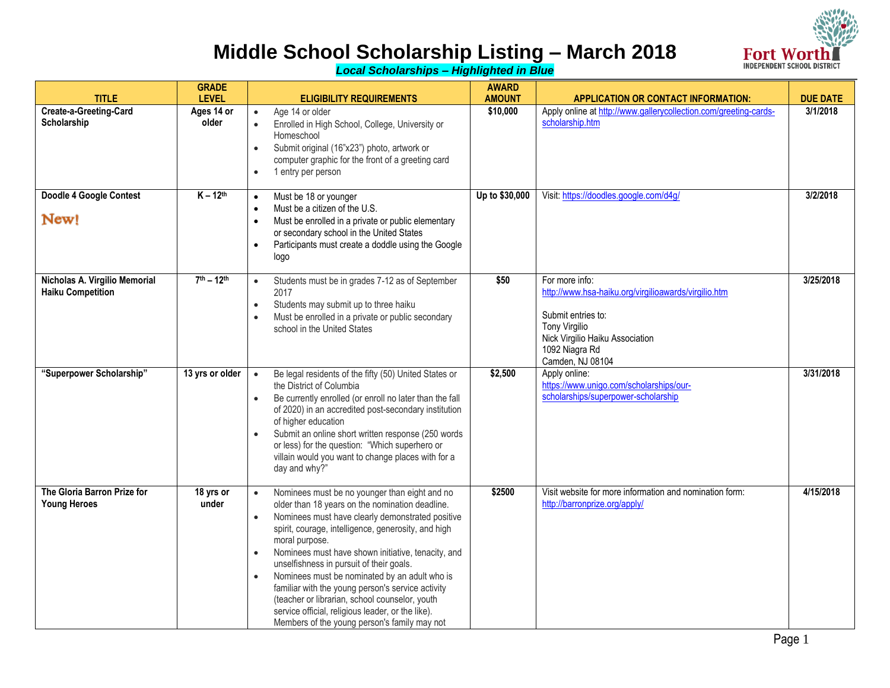# Middle School Scholarship Listing – March 2018

***Local Scholarships – Highlighted in Blue***

| TITLE | GRADE LEVEL | ELIGIBILITY REQUIREMENTS | AWARD AMOUNT | APPLICATION OR CONTACT INFORMATION: | DUE DATE |
|---|---|---|---|---|---|
| **Create-a-Greeting-Card Scholarship** | **Ages 14 or older** | • Age 14 or older<br>• Enrolled in High School, College, University or Homeschool<br>• Submit original (16"x23") photo, artwork or computer graphic for the front of a greeting card<br>• 1 entry per person | **$10,000** | Apply online at http://www.gallerycollection.com/greeting-cards-scholarship.htm | **3/1/2018** |
| **Doodle 4 Google Contest**<br>New! | **K – 12th** | • Must be 18 or younger<br>• Must be a citizen of the U.S.<br>• Must be enrolled in a private or public elementary or secondary school in the United States<br>• Participants must create a doddle using the Google logo | **Up to $30,000** | Visit: https://doodles.google.com/d4g/ | **3/2/2018** |
| **Nicholas A. Virgilio Memorial Haiku Competition** | **7th – 12th** | • Students must be in grades 7-12 as of September 2017<br>• Students may submit up to three haiku<br>• Must be enrolled in a private or public secondary school in the United States | **$50** | For more info:<br>http://www.hsa-haiku.org/virgilioawards/virgilio.htm<br><br>Submit entries to:<br>Tony Virgilio<br>Nick Virgilio Haiku Association<br>1092 Niagra Rd<br>Camden, NJ 08104 | **3/25/2018** |
| **"Superpower Scholarship"** | **13 yrs or older** | • Be legal residents of the fifty (50) United States or the District of Columbia<br>• Be currently enrolled (or enroll no later than the fall of 2020) in an accredited post-secondary institution of higher education<br>• Submit an online short written response (250 words or less) for the question: "Which superhero or villain would you want to change places with for a day and why?" | **$2,500** | Apply online:<br>https://www.unigo.com/scholarships/our-scholarships/superpower-scholarship | **3/31/2018** |
| **The Gloria Barron Prize for Young Heroes** | **18 yrs or under** | • Nominees must be no younger than eight and no older than 18 years on the nomination deadline.<br>• Nominees must have clearly demonstrated positive spirit, courage, intelligence, generosity, and high moral purpose.<br>• Nominees must have shown initiative, tenacity, and unselfishness in pursuit of their goals.<br>• Nominees must be nominated by an adult who is familiar with the young person's service activity (teacher or librarian, school counselor, youth service official, religious leader, or the like). Members of the young person's family may not | **$2500** | Visit website for more information and nomination form:<br>http://barronprize.org/apply/ | **4/15/2018** |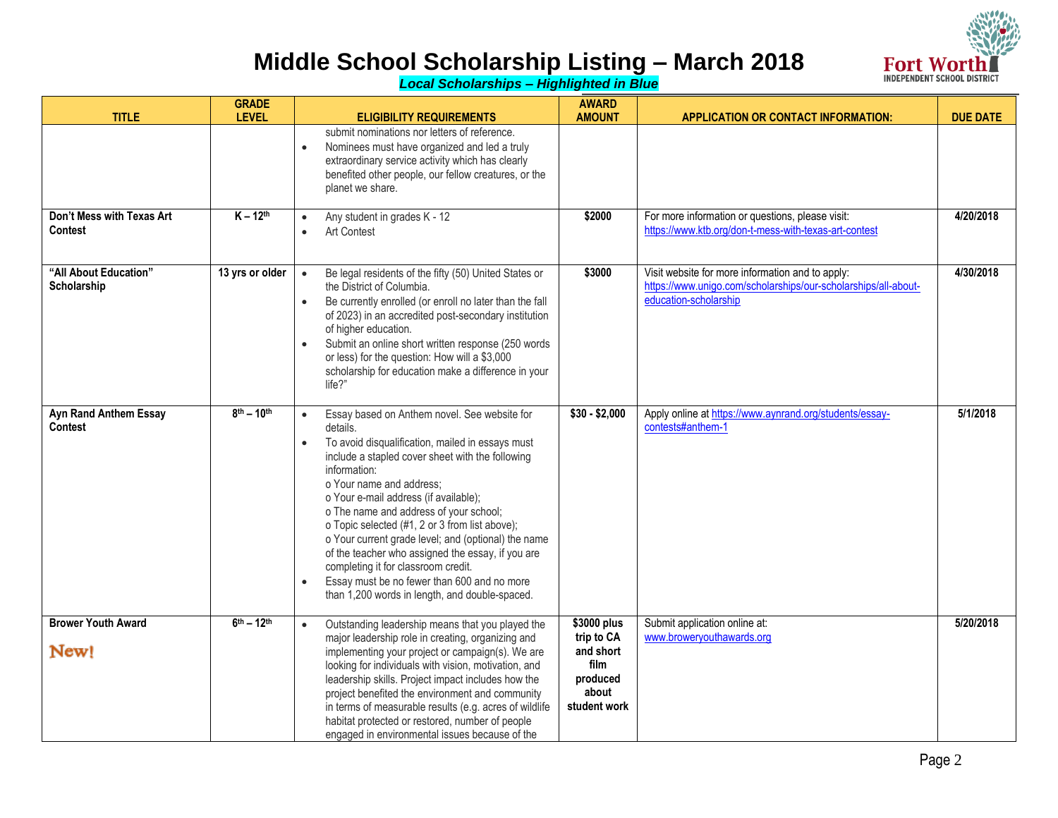# Middle School Scholarship Listing – March 2018

***Local Scholarships – Highlighted in Blue***

| TITLE | GRADE LEVEL | ELIGIBILITY REQUIREMENTS | AWARD AMOUNT | APPLICATION OR CONTACT INFORMATION: | DUE DATE |
|---|---|---|---|---|---|
| | | submit nominations nor letters of reference. <br>• Nominees must have organized and led a truly extraordinary service activity which has clearly benefited other people, our fellow creatures, or the planet we share. | | | |
| **Don't Mess with Texas Art Contest** | **K – 12th** | • Any student in grades K - 12 <br>• Art Contest | **$2000** | For more information or questions, please visit: https://www.ktb.org/don-t-mess-with-texas-art-contest | **4/20/2018** |
| **"All About Education" Scholarship** | **13 yrs or older** | • Be legal residents of the fifty (50) United States or the District of Columbia. <br>• Be currently enrolled (or enroll no later than the fall of 2023) in an accredited post-secondary institution of higher education. <br>• Submit an online short written response (250 words or less) for the question: How will a $3,000 scholarship for education make a difference in your life?" | **$3000** | Visit website for more information and to apply: https://www.unigo.com/scholarships/our-scholarships/all-about-education-scholarship | **4/30/2018** |
| **Ayn Rand Anthem Essay Contest** | **8th – 10th** | • Essay based on Anthem novel. See website for details. <br>• To avoid disqualification, mailed in essays must include a stapled cover sheet with the following information: <br>o Your name and address; <br>o Your e-mail address (if available); <br>o The name and address of your school; <br>o Topic selected (#1, 2 or 3 from list above); <br>o Your current grade level; and (optional) the name of the teacher who assigned the essay, if you are completing it for classroom credit. <br>• Essay must be no fewer than 600 and no more than 1,200 words in length, and double-spaced. | **$30 - $2,000** | Apply online at https://www.aynrand.org/students/essay-contests#anthem-1 | **5/1/2018** |
| **Brower Youth Award** <br>New! | **6th – 12th** | • Outstanding leadership means that you played the major leadership role in creating, organizing and implementing your project or campaign(s). We are looking for individuals with vision, motivation, and leadership skills. Project impact includes how the project benefited the environment and community in terms of measurable results (e.g. acres of wildlife habitat protected or restored, number of people engaged in environmental issues because of the | **$3000 plus trip to CA and short film produced about student work** | Submit application online at: www.broweryouthawards.org | **5/20/2018** |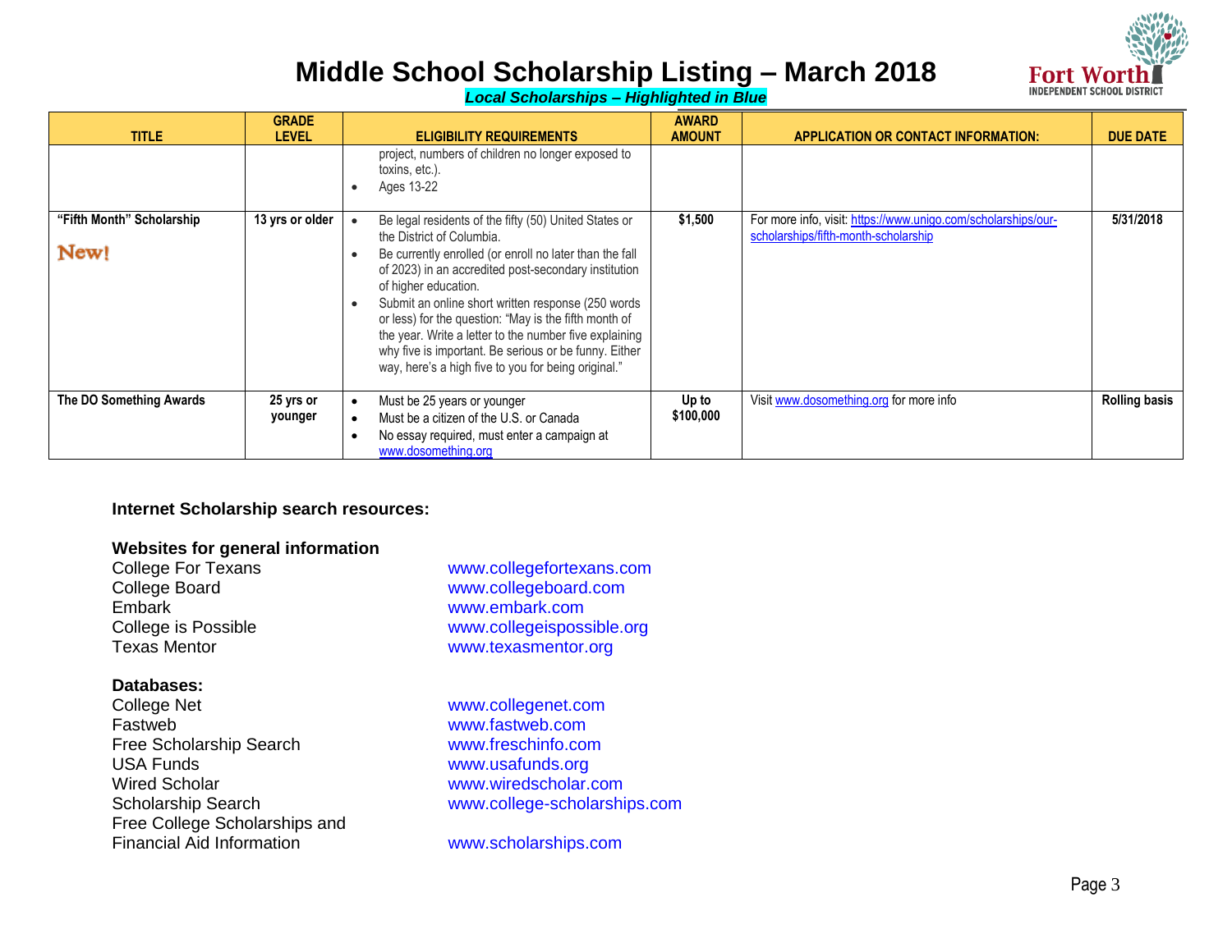# Middle School Scholarship Listing – March 2018

***Local Scholarships – Highlighted in Blue***

| TITLE | GRADE LEVEL | ELIGIBILITY REQUIREMENTS | AWARD AMOUNT | APPLICATION OR CONTACT INFORMATION: | DUE DATE |
|---|---|---|---|---|---|
| | | project, numbers of children no longer exposed to toxins, etc.).<br>• Ages 13-22 | | | |
| **"Fifth Month" Scholarship**<br>New! | **13 yrs or older** | • Be legal residents of the fifty (50) United States or the District of Columbia.<br>• Be currently enrolled (or enroll no later than the fall of 2023) in an accredited post-secondary institution of higher education.<br>• Submit an online short written response (250 words or less) for the question: "May is the fifth month of the year. Write a letter to the number five explaining why five is important. Be serious or be funny. Either way, here's a high five to you for being original." | **$1,500** | For more info, visit: https://www.unigo.com/scholarships/our-scholarships/fifth-month-scholarship | **5/31/2018** |
| **The DO Something Awards** | **25 yrs or younger** | • Must be 25 years or younger<br>• Must be a citizen of the U.S. or Canada<br>• No essay required, must enter a campaign at www.dosomething.org | **Up to $100,000** | Visit www.dosomething.org for more info | **Rolling basis** |

**Internet Scholarship search resources:**

**Websites for general information**

| | |
|---|---|
| College For Texans | www.collegefortexans.com |
| College Board | www.collegeboard.com |
| Embark | www.embark.com |
| College is Possible | www.collegeispossible.org |
| Texas Mentor | www.texasmentor.org |

**Databases:**

| | |
|---|---|
| College Net | www.collegenet.com |
| Fastweb | www.fastweb.com |
| Free Scholarship Search | www.freschinfo.com |
| USA Funds | www.usafunds.org |
| Wired Scholar | www.wiredscholar.com |
| Scholarship Search | www.college-scholarships.com |
| Free College Scholarships and Financial Aid Information | www.scholarships.com |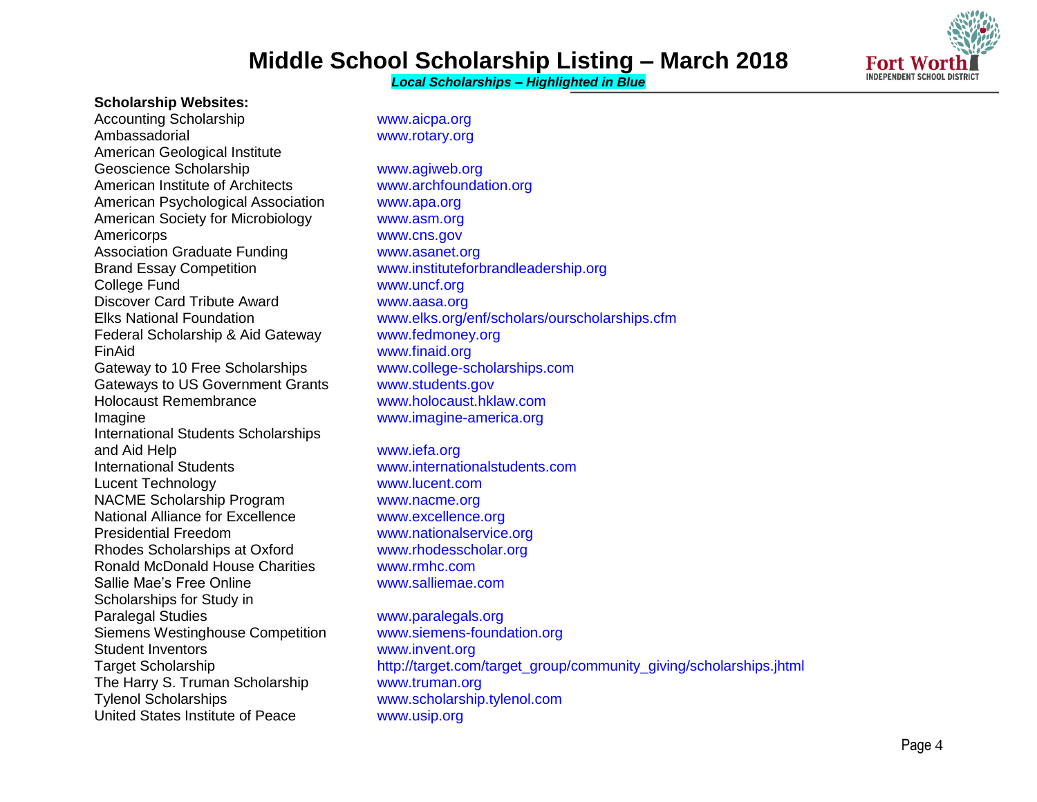# Middle School Scholarship Listing – March 2018

***Local Scholarships – Highlighted in Blue***

**Scholarship Websites:**

| Scholarship | Website |
|---|---|
| Accounting Scholarship | www.aicpa.org |
| Ambassadorial | www.rotary.org |
| American Geological Institute Geoscience Scholarship | www.agiweb.org |
| American Institute of Architects | www.archfoundation.org |
| American Psychological Association | www.apa.org |
| American Society for Microbiology | www.asm.org |
| Americorps | www.cns.gov |
| Association Graduate Funding | www.asanet.org |
| Brand Essay Competition | www.instituteforbrandleadership.org |
| College Fund | www.uncf.org |
| Discover Card Tribute Award | www.aasa.org |
| Elks National Foundation | www.elks.org/enf/scholars/ourscholarships.cfm |
| Federal Scholarship & Aid Gateway | www.fedmoney.org |
| FinAid | www.finaid.org |
| Gateway to 10 Free Scholarships | www.college-scholarships.com |
| Gateways to US Government Grants | www.students.gov |
| Holocaust Remembrance | www.holocaust.hklaw.com |
| Imagine | www.imagine-america.org |
| International Students Scholarships and Aid Help | www.iefa.org |
| International Students | www.internationalstudents.com |
| Lucent Technology | www.lucent.com |
| NACME Scholarship Program | www.nacme.org |
| National Alliance for Excellence | www.excellence.org |
| Presidential Freedom | www.nationalservice.org |
| Rhodes Scholarships at Oxford | www.rhodesscholar.org |
| Ronald McDonald House Charities | www.rmhc.com |
| Sallie Mae's Free Online | www.salliemae.com |
| Scholarships for Study in Paralegal Studies | www.paralegals.org |
| Siemens Westinghouse Competition | www.siemens-foundation.org |
| Student Inventors | www.invent.org |
| Target Scholarship | http://target.com/target_group/community_giving/scholarships.jhtml |
| The Harry S. Truman Scholarship | www.truman.org |
| Tylenol Scholarships | www.scholarship.tylenol.com |
| United States Institute of Peace | www.usip.org |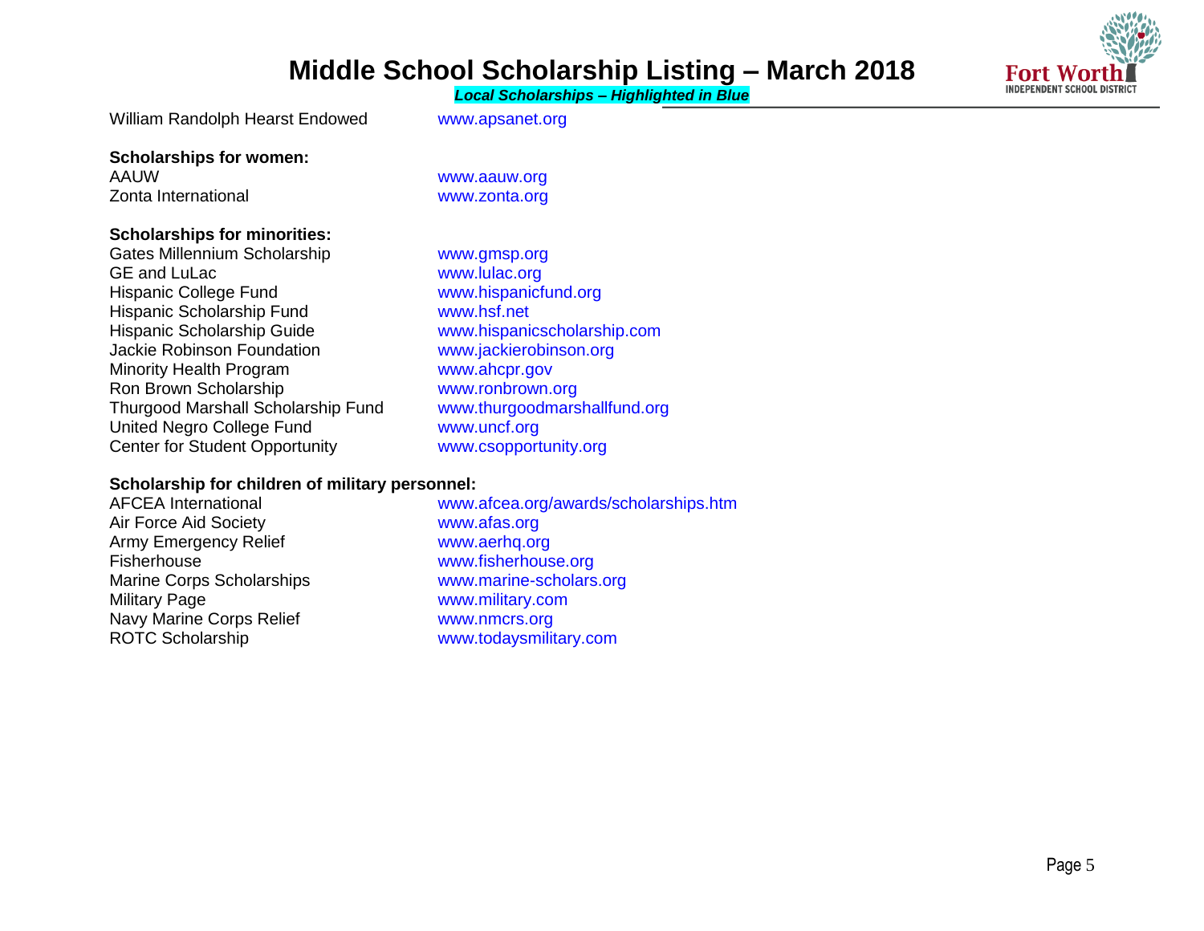# Middle School Scholarship Listing – March 2018

***Local Scholarships – Highlighted in Blue***

| | |
|---|---|
| William Randolph Hearst Endowed | www.apsanet.org |

**Scholarships for women:**

| | |
|---|---|
| AAUW | www.aauw.org |
| Zonta International | www.zonta.org |

**Scholarships for minorities:**

| | |
|---|---|
| Gates Millennium Scholarship | www.gmsp.org |
| GE and LuLac | www.lulac.org |
| Hispanic College Fund | www.hispanicfund.org |
| Hispanic Scholarship Fund | www.hsf.net |
| Hispanic Scholarship Guide | www.hispanicscholarship.com |
| Jackie Robinson Foundation | www.jackierobinson.org |
| Minority Health Program | www.ahcpr.gov |
| Ron Brown Scholarship | www.ronbrown.org |
| Thurgood Marshall Scholarship Fund | www.thurgoodmarshallfund.org |
| United Negro College Fund | www.uncf.org |
| Center for Student Opportunity | www.csopportunity.org |

**Scholarship for children of military personnel:**

| | |
|---|---|
| AFCEA International | www.afcea.org/awards/scholarships.htm |
| Air Force Aid Society | www.afas.org |
| Army Emergency Relief | www.aerhq.org |
| Fisherhouse | www.fisherhouse.org |
| Marine Corps Scholarships | www.marine-scholars.org |
| Military Page | www.military.com |
| Navy Marine Corps Relief | www.nmcrs.org |
| ROTC Scholarship | www.todaysmilitary.com |